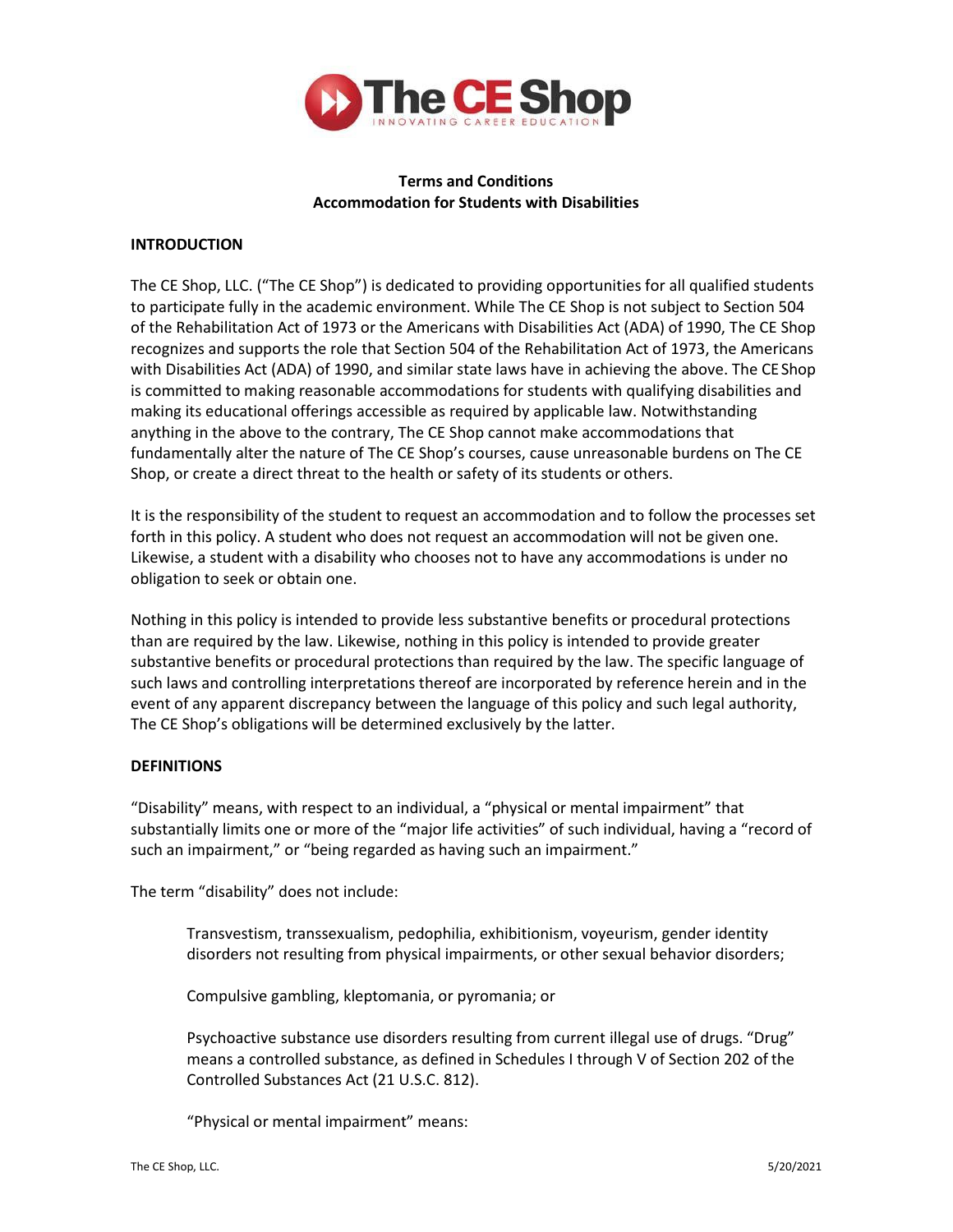**Terms and Conditions**
**Accommodation for Students with Disabilities**

## INTRODUCTION

The CE Shop, LLC. ("The CE Shop") is dedicated to providing opportunities for all qualified students to participate fully in the academic environment. While The CE Shop is not subject to Section 504 of the Rehabilitation Act of 1973 or the Americans with Disabilities Act (ADA) of 1990, The CE Shop recognizes and supports the role that Section 504 of the Rehabilitation Act of 1973, the Americans with Disabilities Act (ADA) of 1990, and similar state laws have in achieving the above. The CE Shop is committed to making reasonable accommodations for students with qualifying disabilities and making its educational offerings accessible as required by applicable law. Notwithstanding anything in the above to the contrary, The CE Shop cannot make accommodations that fundamentally alter the nature of The CE Shop's courses, cause unreasonable burdens on The CE Shop, or create a direct threat to the health or safety of its students or others.

It is the responsibility of the student to request an accommodation and to follow the processes set forth in this policy. A student who does not request an accommodation will not be given one. Likewise, a student with a disability who chooses not to have any accommodations is under no obligation to seek or obtain one.

Nothing in this policy is intended to provide less substantive benefits or procedural protections than are required by the law. Likewise, nothing in this policy is intended to provide greater substantive benefits or procedural protections than required by the law. The specific language of such laws and controlling interpretations thereof are incorporated by reference herein and in the event of any apparent discrepancy between the language of this policy and such legal authority, The CE Shop's obligations will be determined exclusively by the latter.

## DEFINITIONS

"Disability" means, with respect to an individual, a "physical or mental impairment" that substantially limits one or more of the "major life activities" of such individual, having a "record of such an impairment," or "being regarded as having such an impairment."

The term "disability" does not include:

> Transvestism, transsexualism, pedophilia, exhibitionism, voyeurism, gender identity disorders not resulting from physical impairments, or other sexual behavior disorders;
>
> Compulsive gambling, kleptomania, or pyromania; or
>
> Psychoactive substance use disorders resulting from current illegal use of drugs. "Drug" means a controlled substance, as defined in Schedules I through V of Section 202 of the Controlled Substances Act (21 U.S.C. 812).
>
> "Physical or mental impairment" means: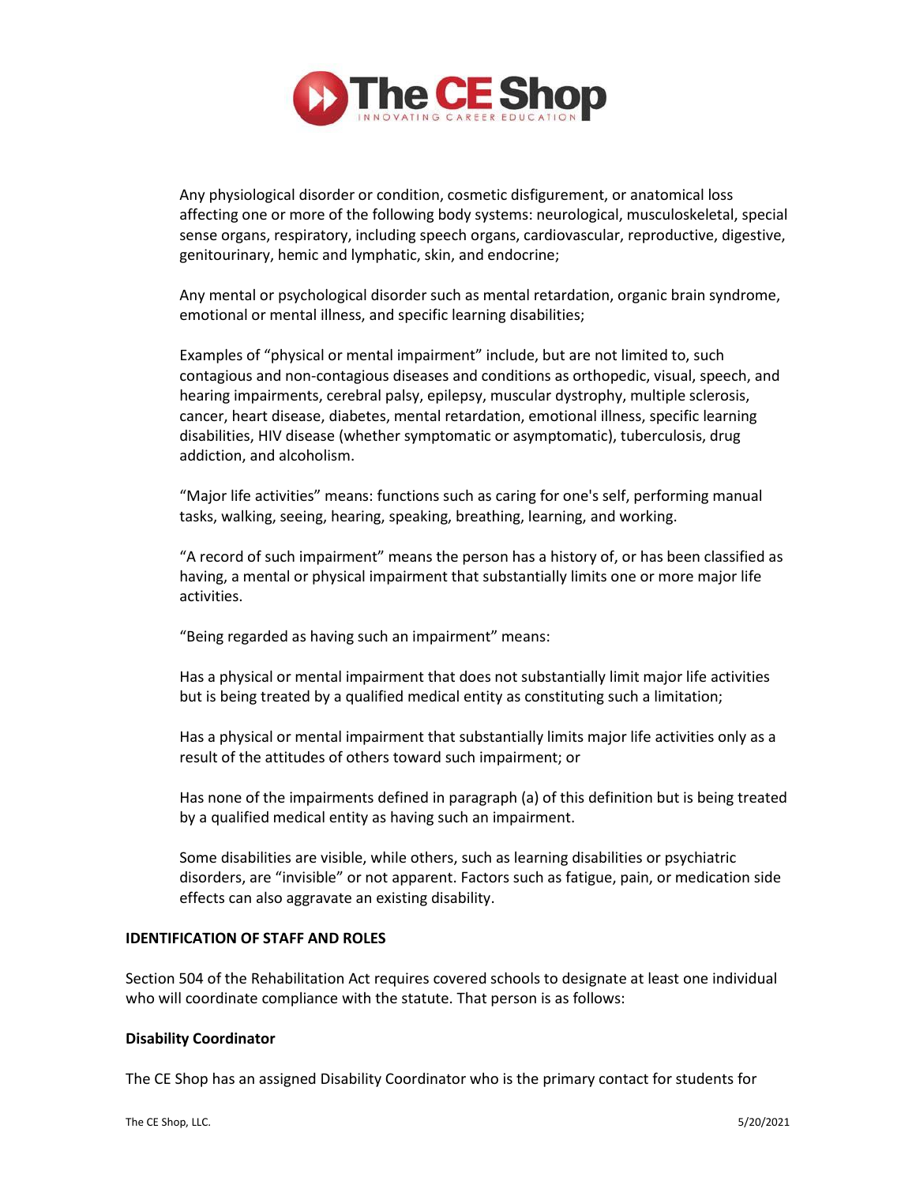Any physiological disorder or condition, cosmetic disfigurement, or anatomical loss affecting one or more of the following body systems: neurological, musculoskeletal, special sense organs, respiratory, including speech organs, cardiovascular, reproductive, digestive, genitourinary, hemic and lymphatic, skin, and endocrine;

Any mental or psychological disorder such as mental retardation, organic brain syndrome, emotional or mental illness, and specific learning disabilities;

Examples of "physical or mental impairment" include, but are not limited to, such contagious and non-contagious diseases and conditions as orthopedic, visual, speech, and hearing impairments, cerebral palsy, epilepsy, muscular dystrophy, multiple sclerosis, cancer, heart disease, diabetes, mental retardation, emotional illness, specific learning disabilities, HIV disease (whether symptomatic or asymptomatic), tuberculosis, drug addiction, and alcoholism.

"Major life activities" means: functions such as caring for one's self, performing manual tasks, walking, seeing, hearing, speaking, breathing, learning, and working.

"A record of such impairment" means the person has a history of, or has been classified as having, a mental or physical impairment that substantially limits one or more major life activities.

"Being regarded as having such an impairment" means:

Has a physical or mental impairment that does not substantially limit major life activities but is being treated by a qualified medical entity as constituting such a limitation;

Has a physical or mental impairment that substantially limits major life activities only as a result of the attitudes of others toward such impairment; or

Has none of the impairments defined in paragraph (a) of this definition but is being treated by a qualified medical entity as having such an impairment.

Some disabilities are visible, while others, such as learning disabilities or psychiatric disorders, are "invisible" or not apparent. Factors such as fatigue, pain, or medication side effects can also aggravate an existing disability.

**IDENTIFICATION OF STAFF AND ROLES**

Section 504 of the Rehabilitation Act requires covered schools to designate at least one individual who will coordinate compliance with the statute. That person is as follows:

**Disability Coordinator**

The CE Shop has an assigned Disability Coordinator who is the primary contact for students for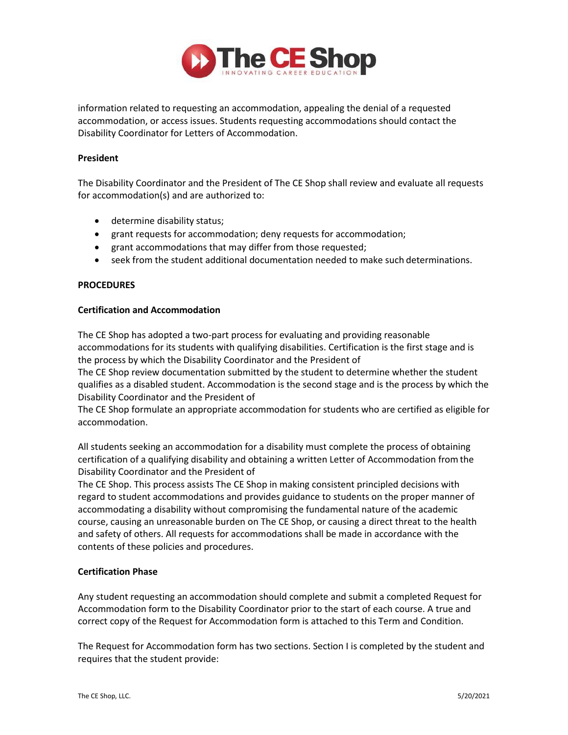information related to requesting an accommodation, appealing the denial of a requested accommodation, or access issues. Students requesting accommodations should contact the Disability Coordinator for Letters of Accommodation.

**President**

The Disability Coordinator and the President of The CE Shop shall review and evaluate all requests for accommodation(s) and are authorized to:

- determine disability status;
- grant requests for accommodation; deny requests for accommodation;
- grant accommodations that may differ from those requested;
- seek from the student additional documentation needed to make such determinations.

**PROCEDURES**

**Certification and Accommodation**

The CE Shop has adopted a two-part process for evaluating and providing reasonable accommodations for its students with qualifying disabilities. Certification is the first stage and is the process by which the Disability Coordinator and the President of The CE Shop review documentation submitted by the student to determine whether the student qualifies as a disabled student. Accommodation is the second stage and is the process by which the Disability Coordinator and the President of The CE Shop formulate an appropriate accommodation for students who are certified as eligible for accommodation.

All students seeking an accommodation for a disability must complete the process of obtaining certification of a qualifying disability and obtaining a written Letter of Accommodation from the Disability Coordinator and the President of The CE Shop. This process assists The CE Shop in making consistent principled decisions with regard to student accommodations and provides guidance to students on the proper manner of accommodating a disability without compromising the fundamental nature of the academic course, causing an unreasonable burden on The CE Shop, or causing a direct threat to the health and safety of others. All requests for accommodations shall be made in accordance with the contents of these policies and procedures.

**Certification Phase**

Any student requesting an accommodation should complete and submit a completed Request for Accommodation form to the Disability Coordinator prior to the start of each course. A true and correct copy of the Request for Accommodation form is attached to this Term and Condition.

The Request for Accommodation form has two sections. Section I is completed by the student and requires that the student provide: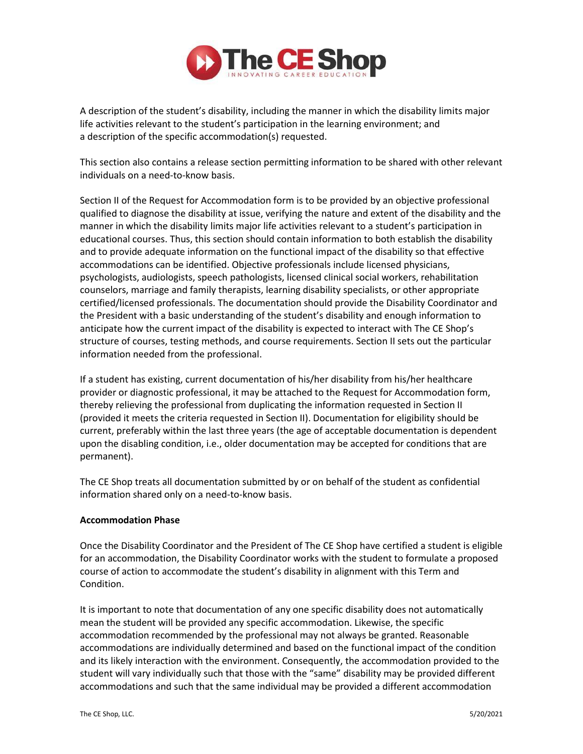A description of the student's disability, including the manner in which the disability limits major life activities relevant to the student's participation in the learning environment; and a description of the specific accommodation(s) requested.

This section also contains a release section permitting information to be shared with other relevant individuals on a need-to-know basis.

Section II of the Request for Accommodation form is to be provided by an objective professional qualified to diagnose the disability at issue, verifying the nature and extent of the disability and the manner in which the disability limits major life activities relevant to a student's participation in educational courses. Thus, this section should contain information to both establish the disability and to provide adequate information on the functional impact of the disability so that effective accommodations can be identified. Objective professionals include licensed physicians, psychologists, audiologists, speech pathologists, licensed clinical social workers, rehabilitation counselors, marriage and family therapists, learning disability specialists, or other appropriate certified/licensed professionals. The documentation should provide the Disability Coordinator and the President with a basic understanding of the student's disability and enough information to anticipate how the current impact of the disability is expected to interact with The CE Shop's structure of courses, testing methods, and course requirements. Section II sets out the particular information needed from the professional.

If a student has existing, current documentation of his/her disability from his/her healthcare provider or diagnostic professional, it may be attached to the Request for Accommodation form, thereby relieving the professional from duplicating the information requested in Section II (provided it meets the criteria requested in Section II). Documentation for eligibility should be current, preferably within the last three years (the age of acceptable documentation is dependent upon the disabling condition, i.e., older documentation may be accepted for conditions that are permanent).

The CE Shop treats all documentation submitted by or on behalf of the student as confidential information shared only on a need-to-know basis.

**Accommodation Phase**

Once the Disability Coordinator and the President of The CE Shop have certified a student is eligible for an accommodation, the Disability Coordinator works with the student to formulate a proposed course of action to accommodate the student's disability in alignment with this Term and Condition.

It is important to note that documentation of any one specific disability does not automatically mean the student will be provided any specific accommodation. Likewise, the specific accommodation recommended by the professional may not always be granted. Reasonable accommodations are individually determined and based on the functional impact of the condition and its likely interaction with the environment. Consequently, the accommodation provided to the student will vary individually such that those with the "same" disability may be provided different accommodations and such that the same individual may be provided a different accommodation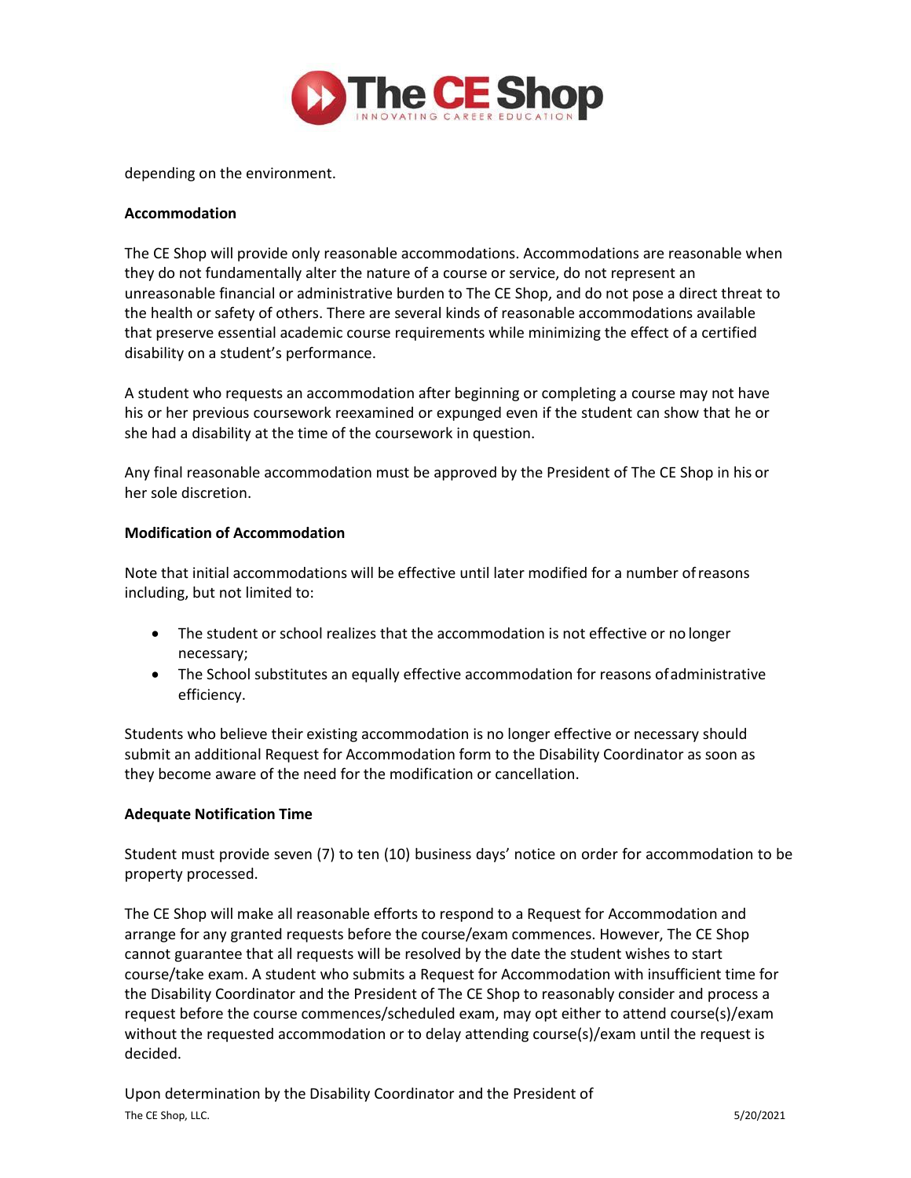depending on the environment.

**Accommodation**

The CE Shop will provide only reasonable accommodations. Accommodations are reasonable when they do not fundamentally alter the nature of a course or service, do not represent an unreasonable financial or administrative burden to The CE Shop, and do not pose a direct threat to the health or safety of others. There are several kinds of reasonable accommodations available that preserve essential academic course requirements while minimizing the effect of a certified disability on a student's performance.

A student who requests an accommodation after beginning or completing a course may not have his or her previous coursework reexamined or expunged even if the student can show that he or she had a disability at the time of the coursework in question.

Any final reasonable accommodation must be approved by the President of The CE Shop in his or her sole discretion.

**Modification of Accommodation**

Note that initial accommodations will be effective until later modified for a number of reasons including, but not limited to:

- The student or school realizes that the accommodation is not effective or no longer necessary;
- The School substitutes an equally effective accommodation for reasons of administrative efficiency.

Students who believe their existing accommodation is no longer effective or necessary should submit an additional Request for Accommodation form to the Disability Coordinator as soon as they become aware of the need for the modification or cancellation.

**Adequate Notification Time**

Student must provide seven (7) to ten (10) business days' notice on order for accommodation to be property processed.

The CE Shop will make all reasonable efforts to respond to a Request for Accommodation and arrange for any granted requests before the course/exam commences. However, The CE Shop cannot guarantee that all requests will be resolved by the date the student wishes to start course/take exam. A student who submits a Request for Accommodation with insufficient time for the Disability Coordinator and the President of The CE Shop to reasonably consider and process a request before the course commences/scheduled exam, may opt either to attend course(s)/exam without the requested accommodation or to delay attending course(s)/exam until the request is decided.

Upon determination by the Disability Coordinator and the President of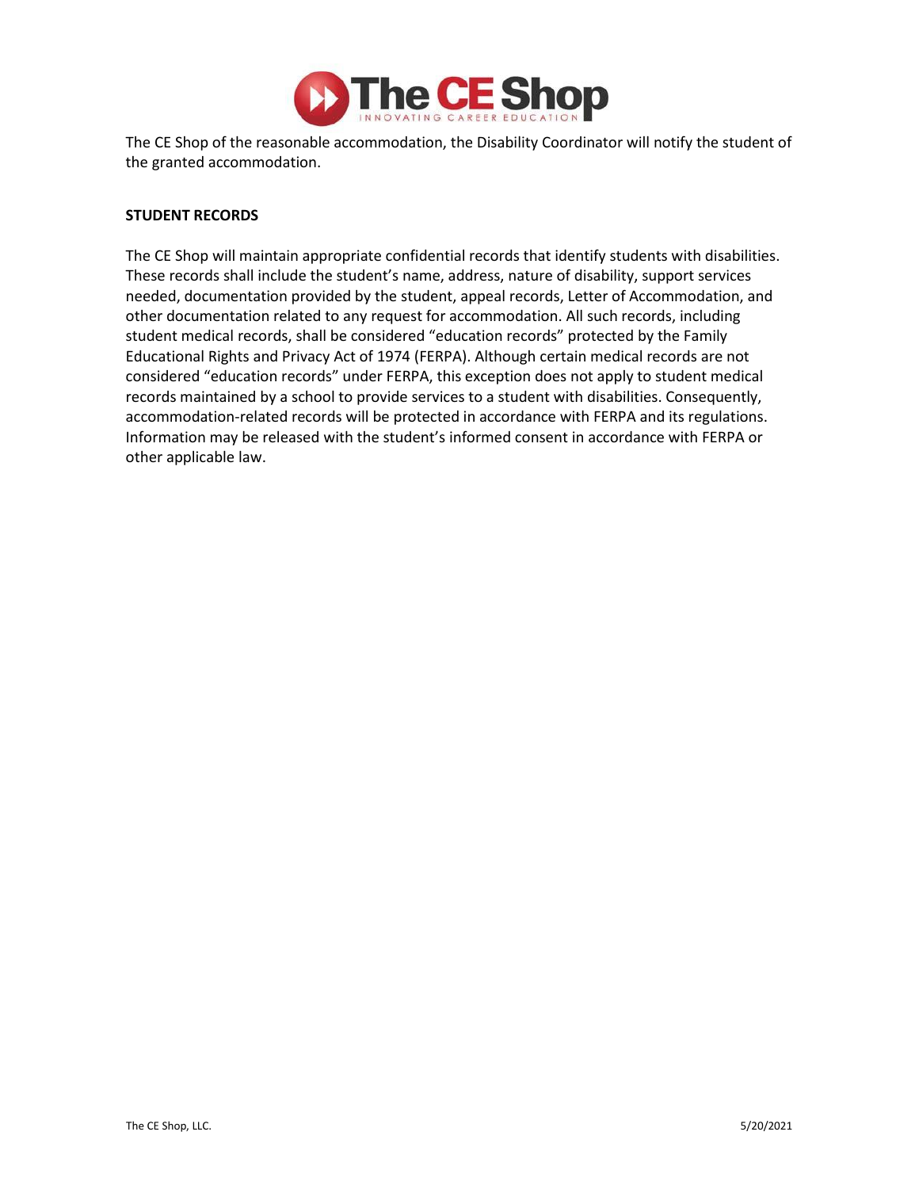The CE Shop of the reasonable accommodation, the Disability Coordinator will notify the student of the granted accommodation.

**STUDENT RECORDS**

The CE Shop will maintain appropriate confidential records that identify students with disabilities. These records shall include the student's name, address, nature of disability, support services needed, documentation provided by the student, appeal records, Letter of Accommodation, and other documentation related to any request for accommodation. All such records, including student medical records, shall be considered "education records" protected by the Family Educational Rights and Privacy Act of 1974 (FERPA). Although certain medical records are not considered "education records" under FERPA, this exception does not apply to student medical records maintained by a school to provide services to a student with disabilities. Consequently, accommodation-related records will be protected in accordance with FERPA and its regulations. Information may be released with the student's informed consent in accordance with FERPA or other applicable law.